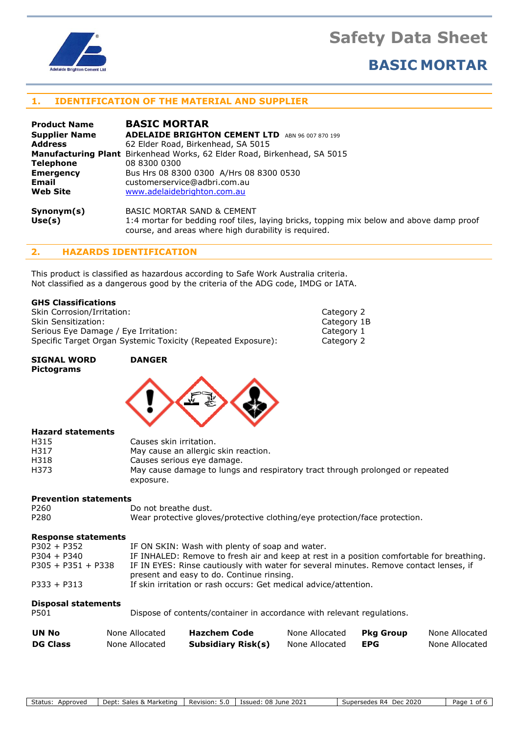# Safety Data Sheet

## BASIC MORTAR

## 1. IDENTIFICATION OF THE MATERIAL AND SUPPLIER

| | |
|---|---|
| **Product Name** | **BASIC MORTAR** |
| **Supplier Name** | **ADELAIDE BRIGHTON CEMENT LTD** ABN 96 007 870 199 |
| **Address** | 62 Elder Road, Birkenhead, SA 5015 |
| **Manufacturing Plant** | Birkenhead Works, 62 Elder Road, Birkenhead, SA 5015 |
| **Telephone** | 08 8300 0300 |
| **Emergency** | Bus Hrs 08 8300 0300 A/Hrs 08 8300 0530 |
| **Email** | customerservice@adbri.com.au |
| **Web Site** | www.adelaidebrighton.com.au |

| | |
|---|---|
| **Synonym(s)** | BASIC MORTAR SAND & CEMENT |
| **Use(s)** | 1:4 mortar for bedding roof tiles, laying bricks, topping mix below and above damp proof course, and areas where high durability is required. |

## 2. HAZARDS IDENTIFICATION

This product is classified as hazardous according to Safe Work Australia criteria.
Not classified as a dangerous good by the criteria of the ADG code, IMDG or IATA.

**GHS Classifications**

| | |
|---|---|
| Skin Corrosion/Irritation: | Category 2 |
| Skin Sensitization: | Category 1B |
| Serious Eye Damage / Eye Irritation: | Category 1 |
| Specific Target Organ Systemic Toxicity (Repeated Exposure): | Category 2 |

**SIGNAL WORD** **DANGER**

**Pictograms**

**Hazard statements**

| | |
|---|---|
| H315 | Causes skin irritation. |
| H317 | May cause an allergic skin reaction. |
| H318 | Causes serious eye damage. |
| H373 | May cause damage to lungs and respiratory tract through prolonged or repeated exposure. |

**Prevention statements**

| | |
|---|---|
| P260 | Do not breathe dust. |
| P280 | Wear protective gloves/protective clothing/eye protection/face protection. |

**Response statements**

| | |
|---|---|
| P302 + P352 | IF ON SKIN: Wash with plenty of soap and water. |
| P304 + P340 | IF INHALED: Remove to fresh air and keep at rest in a position comfortable for breathing. |
| P305 + P351 + P338 | IF IN EYES: Rinse cautiously with water for several minutes. Remove contact lenses, if present and easy to do. Continue rinsing. |
| P333 + P313 | If skin irritation or rash occurs: Get medical advice/attention. |

**Disposal statements**

| | |
|---|---|
| P501 | Dispose of contents/container in accordance with relevant regulations. |

| | | | | | |
|---|---|---|---|---|---|
| **UN No** | None Allocated | **Hazchem Code** | None Allocated | **Pkg Group** | None Allocated |
| **DG Class** | None Allocated | **Subsidiary Risk(s)** | None Allocated | **EPG** | None Allocated |

| | | | | | |
|---|---|---|---|---|---|
| Status: Approved | Dept: Sales & Marketing | Revision: 5.0 | Issued: 08 June 2021 | Supersedes R4 Dec 2020 | |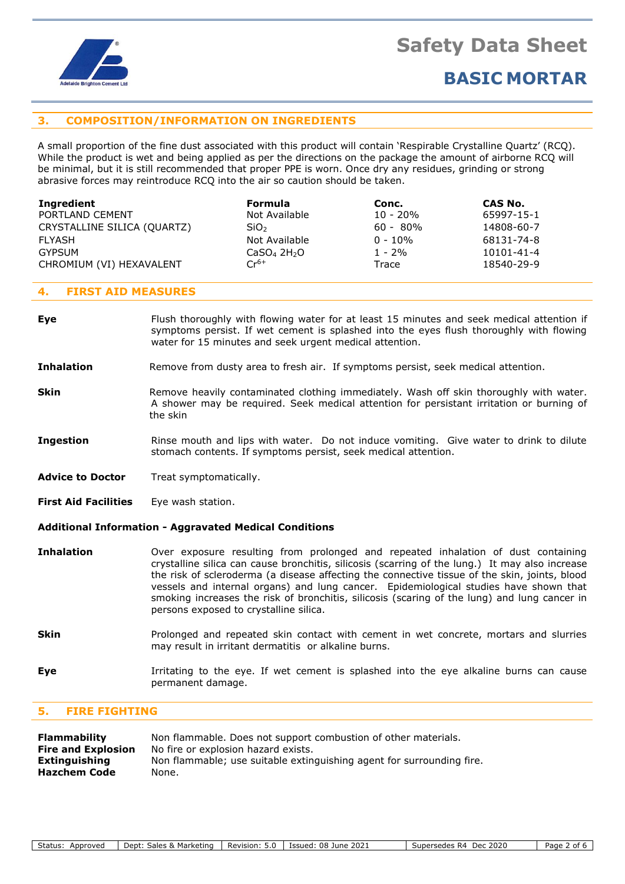## 3. COMPOSITION/INFORMATION ON INGREDIENTS

A small proportion of the fine dust associated with this product will contain 'Respirable Crystalline Quartz' (RCQ). While the product is wet and being applied as per the directions on the package the amount of airborne RCQ will be minimal, but it is still recommended that proper PPE is worn. Once dry any residues, grinding or strong abrasive forces may reintroduce RCQ into the air so caution should be taken.

| Ingredient | Formula | Conc. | CAS No. |
|---|---|---|---|
| PORTLAND CEMENT | Not Available | 10 - 20% | 65997-15-1 |
| CRYSTALLINE SILICA (QUARTZ) | $SiO_2$ | 60 - 80% | 14808-60-7 |
| FLYASH | Not Available | 0 - 10% | 68131-74-8 |
| GYPSUM | $CaSO_4\ 2H_2O$ | 1 - 2% | 10101-41-4 |
| CHROMIUM (VI) HEXAVALENT | $Cr^{6+}$ | Trace | 18540-29-9 |

## 4. FIRST AID MEASURES

**Eye** Flush thoroughly with flowing water for at least 15 minutes and seek medical attention if symptoms persist. If wet cement is splashed into the eyes flush thoroughly with flowing water for 15 minutes and seek urgent medical attention.

**Inhalation** Remove from dusty area to fresh air. If symptoms persist, seek medical attention.

**Skin** Remove heavily contaminated clothing immediately. Wash off skin thoroughly with water. A shower may be required. Seek medical attention for persistant irritation or burning of the skin

**Ingestion** Rinse mouth and lips with water. Do not induce vomiting. Give water to drink to dilute stomach contents. If symptoms persist, seek medical attention.

**Advice to Doctor** Treat symptomatically.

**First Aid Facilities** Eye wash station.

**Additional Information - Aggravated Medical Conditions**

**Inhalation** Over exposure resulting from prolonged and repeated inhalation of dust containing crystalline silica can cause bronchitis, silicosis (scarring of the lung.) It may also increase the risk of scleroderma (a disease affecting the connective tissue of the skin, joints, blood vessels and internal organs) and lung cancer. Epidemiological studies have shown that smoking increases the risk of bronchitis, silicosis (scaring of the lung) and lung cancer in persons exposed to crystalline silica.

**Skin** Prolonged and repeated skin contact with cement in wet concrete, mortars and slurries may result in irritant dermatitis or alkaline burns.

**Eye** Irritating to the eye. If wet cement is splashed into the eye alkaline burns can cause permanent damage.

## 5. FIRE FIGHTING

**Flammability** Non flammable. Does not support combustion of other materials.
**Fire and Explosion** No fire or explosion hazard exists.
**Extinguishing** Non flammable; use suitable extinguishing agent for surrounding fire.
**Hazchem Code** None.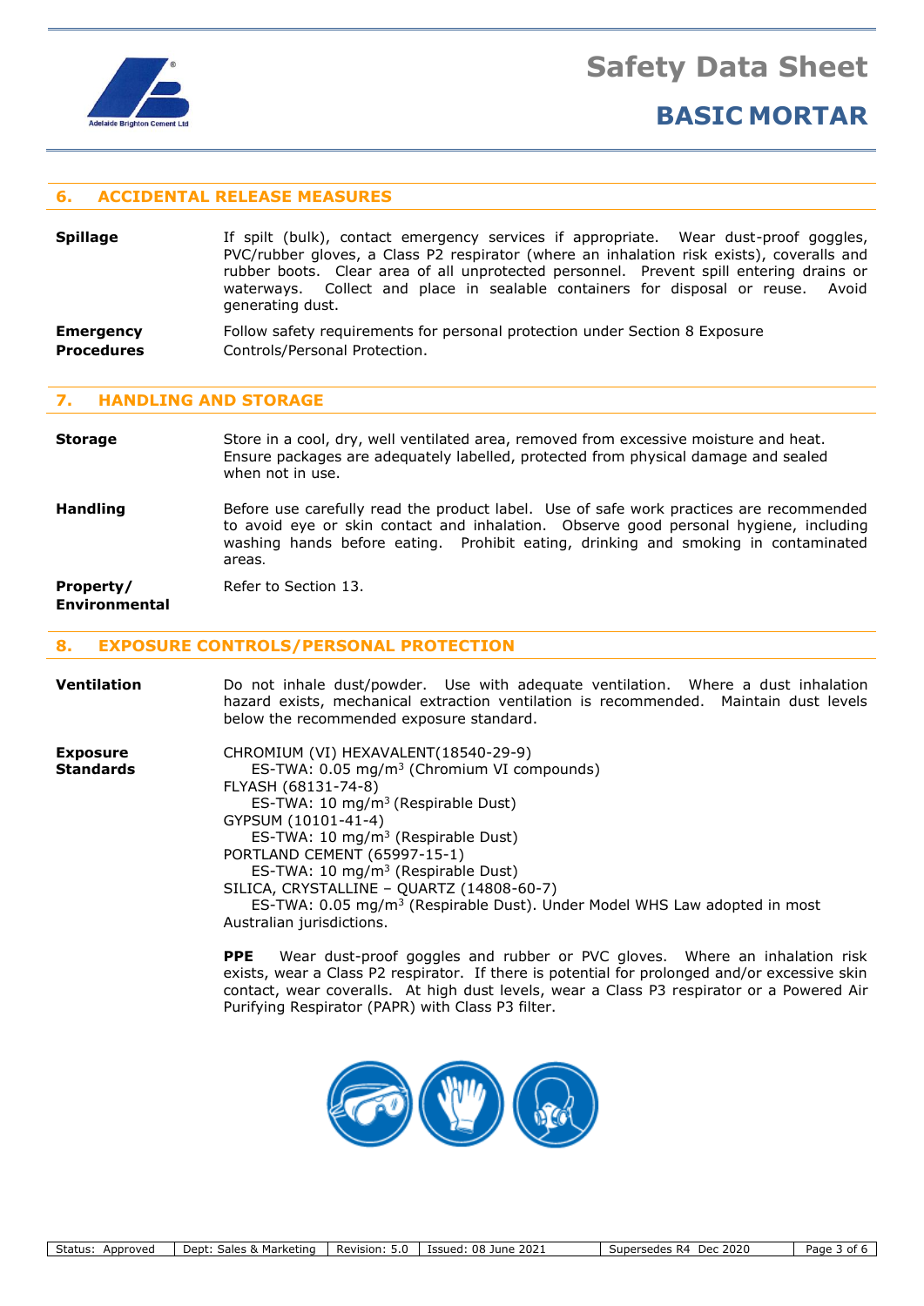## 6. ACCIDENTAL RELEASE MEASURES

**Spillage**

If spilt (bulk), contact emergency services if appropriate. Wear dust-proof goggles, PVC/rubber gloves, a Class P2 respirator (where an inhalation risk exists), coveralls and rubber boots. Clear area of all unprotected personnel. Prevent spill entering drains or waterways. Collect and place in sealable containers for disposal or reuse. Avoid generating dust.

**Emergency Procedures**

Follow safety requirements for personal protection under Section 8 Exposure Controls/Personal Protection.

## 7. HANDLING AND STORAGE

**Storage**

Store in a cool, dry, well ventilated area, removed from excessive moisture and heat. Ensure packages are adequately labelled, protected from physical damage and sealed when not in use.

**Handling**

Before use carefully read the product label. Use of safe work practices are recommended to avoid eye or skin contact and inhalation. Observe good personal hygiene, including washing hands before eating. Prohibit eating, drinking and smoking in contaminated areas.

**Property/ Environmental**

Refer to Section 13.

## 8. EXPOSURE CONTROLS/PERSONAL PROTECTION

**Ventilation**

Do not inhale dust/powder. Use with adequate ventilation. Where a dust inhalation hazard exists, mechanical extraction ventilation is recommended. Maintain dust levels below the recommended exposure standard.

**Exposure Standards**

CHROMIUM (VI) HEXAVALENT(18540-29-9)
  ES-TWA: 0.05 mg/m$^3$ (Chromium VI compounds)
FLYASH (68131-74-8)
  ES-TWA: 10 mg/m$^3$ (Respirable Dust)
GYPSUM (10101-41-4)
  ES-TWA: 10 mg/m$^3$ (Respirable Dust)
PORTLAND CEMENT (65997-15-1)
  ES-TWA: 10 mg/m$^3$ (Respirable Dust)
SILICA, CRYSTALLINE – QUARTZ (14808-60-7)
  ES-TWA: 0.05 mg/m$^3$ (Respirable Dust). Under Model WHS Law adopted in most Australian jurisdictions.

**PPE** Wear dust-proof goggles and rubber or PVC gloves. Where an inhalation risk exists, wear a Class P2 respirator. If there is potential for prolonged and/or excessive skin contact, wear coveralls. At high dust levels, wear a Class P3 respirator or a Powered Air Purifying Respirator (PAPR) with Class P3 filter.

| Status: Approved | Dept: Sales & Marketing | Revision: 5.0 | Issued: 08 June 2021 | Supersedes R4 Dec 2020 |
|---|---|---|---|---|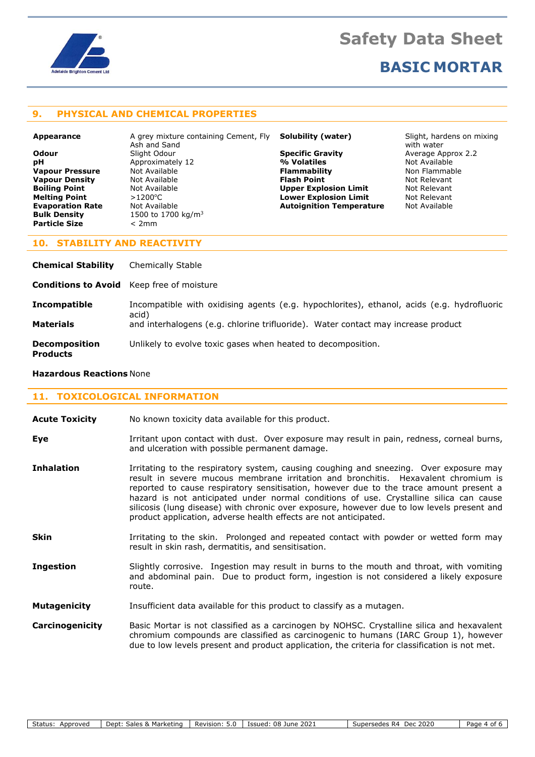## 9. PHYSICAL AND CHEMICAL PROPERTIES

| | | | |
|---|---|---|---|
| **Appearance** | A grey mixture containing Cement, Fly Ash and Sand | **Solubility (water)** | Slight, hardens on mixing with water |
| **Odour** | Slight Odour | **Specific Gravity** | Average Approx 2.2 |
| **pH** | Approximately 12 | **% Volatiles** | Not Available |
| **Vapour Pressure** | Not Available | **Flammability** | Non Flammable |
| **Vapour Density** | Not Available | **Flash Point** | Not Relevant |
| **Boiling Point** | Not Available | **Upper Explosion Limit** | Not Relevant |
| **Melting Point** | >1200°C | **Lower Explosion Limit** | Not Relevant |
| **Evaporation Rate** | Not Available | **Autoignition Temperature** | Not Available |
| **Bulk Density** | 1500 to 1700 kg/$m^3$ | | |
| **Particle Size** | < 2mm | | |

## 10. STABILITY AND REACTIVITY

**Chemical Stability** Chemically Stable

**Conditions to Avoid** Keep free of moisture

**Incompatible Materials** Incompatible with oxidising agents (e.g. hypochlorites), ethanol, acids (e.g. hydrofluoric acid) and interhalogens (e.g. chlorine trifluoride). Water contact may increase product

**Decomposition Products** Unlikely to evolve toxic gases when heated to decomposition.

**Hazardous Reactions** None

## 11. TOXICOLOGICAL INFORMATION

**Acute Toxicity** No known toxicity data available for this product.

**Eye** Irritant upon contact with dust. Over exposure may result in pain, redness, corneal burns, and ulceration with possible permanent damage.

**Inhalation** Irritating to the respiratory system, causing coughing and sneezing. Over exposure may result in severe mucous membrane irritation and bronchitis. Hexavalent chromium is reported to cause respiratory sensitisation, however due to the trace amount present a hazard is not anticipated under normal conditions of use. Crystalline silica can cause silicosis (lung disease) with chronic over exposure, however due to low levels present and product application, adverse health effects are not anticipated.

**Skin** Irritating to the skin. Prolonged and repeated contact with powder or wetted form may result in skin rash, dermatitis, and sensitisation.

**Ingestion** Slightly corrosive. Ingestion may result in burns to the mouth and throat, with vomiting and abdominal pain. Due to product form, ingestion is not considered a likely exposure route.

**Mutagenicity** Insufficient data available for this product to classify as a mutagen.

**Carcinogenicity** Basic Mortar is not classified as a carcinogen by NOHSC. Crystalline silica and hexavalent chromium compounds are classified as carcinogenic to humans (IARC Group 1), however due to low levels present and product application, the criteria for classification is not met.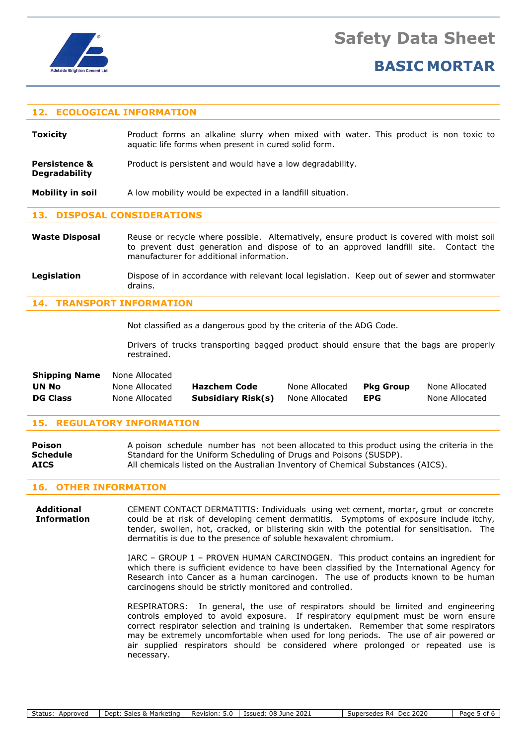## 12. ECOLOGICAL INFORMATION

**Toxicity** — Product forms an alkaline slurry when mixed with water. This product is non toxic to aquatic life forms when present in cured solid form.

**Persistence & Degradability** — Product is persistent and would have a low degradability.

**Mobility in soil** — A low mobility would be expected in a landfill situation.

## 13. DISPOSAL CONSIDERATIONS

**Waste Disposal** — Reuse or recycle where possible. Alternatively, ensure product is covered with moist soil to prevent dust generation and dispose of to an approved landfill site. Contact the manufacturer for additional information.

**Legislation** — Dispose of in accordance with relevant local legislation. Keep out of sewer and stormwater drains.

## 14. TRANSPORT INFORMATION

Not classified as a dangerous good by the criteria of the ADG Code.

Drivers of trucks transporting bagged product should ensure that the bags are properly restrained.

| | | | | | |
|---|---|---|---|---|---|
| **Shipping Name** | None Allocated | | | | |
| **UN No** | None Allocated | **Hazchem Code** | None Allocated | **Pkg Group** | None Allocated |
| **DG Class** | None Allocated | **Subsidiary Risk(s)** | None Allocated | **EPG** | None Allocated |

## 15. REGULATORY INFORMATION

**Poison Schedule** — A poison schedule number has not been allocated to this product using the criteria in the Standard for the Uniform Scheduling of Drugs and Poisons (SUSDP).

**AICS** — All chemicals listed on the Australian Inventory of Chemical Substances (AICS).

## 16. OTHER INFORMATION

**Additional Information**

CEMENT CONTACT DERMATITIS: Individuals using wet cement, mortar, grout or concrete could be at risk of developing cement dermatitis. Symptoms of exposure include itchy, tender, swollen, hot, cracked, or blistering skin with the potential for sensitisation. The dermatitis is due to the presence of soluble hexavalent chromium.

IARC – GROUP 1 – PROVEN HUMAN CARCINOGEN. This product contains an ingredient for which there is sufficient evidence to have been classified by the International Agency for Research into Cancer as a human carcinogen. The use of products known to be human carcinogens should be strictly monitored and controlled.

RESPIRATORS: In general, the use of respirators should be limited and engineering controls employed to avoid exposure. If respiratory equipment must be worn ensure correct respirator selection and training is undertaken. Remember that some respirators may be extremely uncomfortable when used for long periods. The use of air powered or air supplied respirators should be considered where prolonged or repeated use is necessary.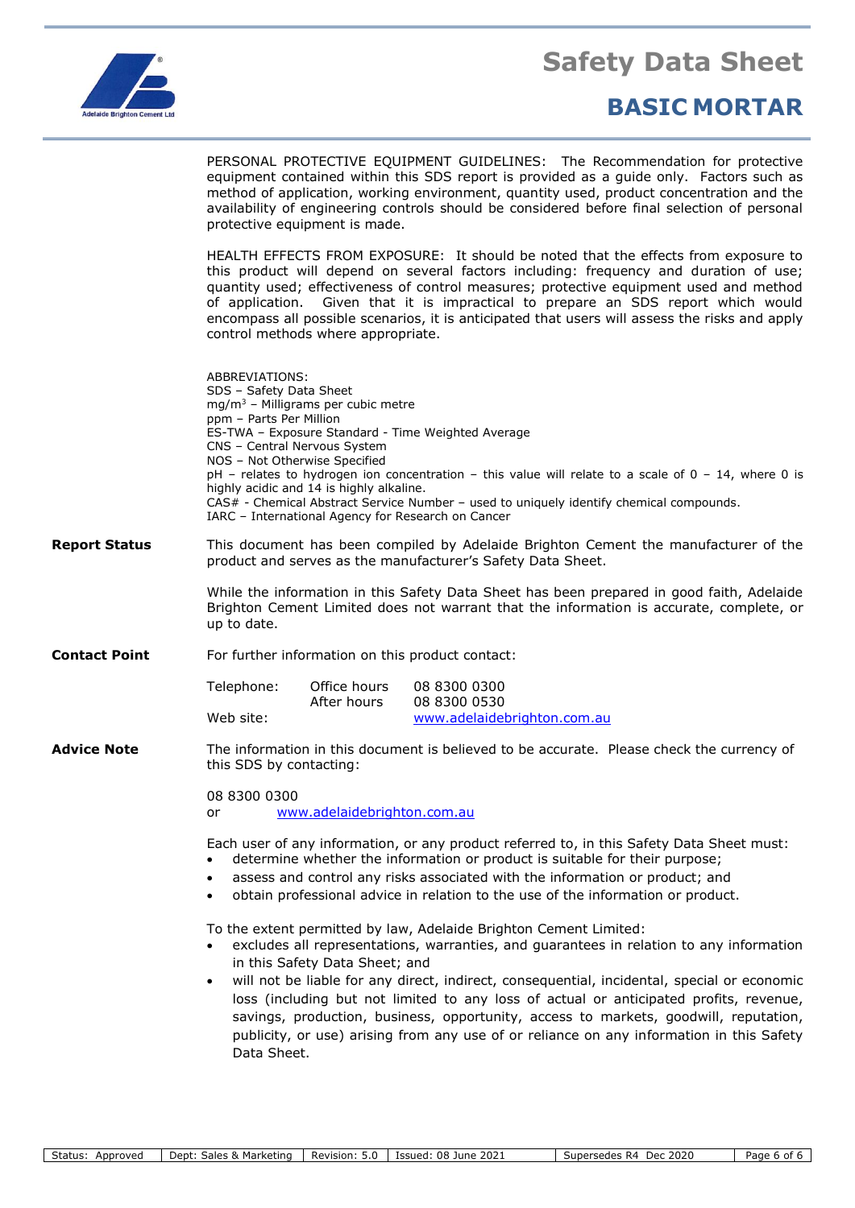PERSONAL PROTECTIVE EQUIPMENT GUIDELINES: The Recommendation for protective equipment contained within this SDS report is provided as a guide only. Factors such as method of application, working environment, quantity used, product concentration and the availability of engineering controls should be considered before final selection of personal protective equipment is made.

HEALTH EFFECTS FROM EXPOSURE: It should be noted that the effects from exposure to this product will depend on several factors including: frequency and duration of use; quantity used; effectiveness of control measures; protective equipment used and method of application. Given that it is impractical to prepare an SDS report which would encompass all possible scenarios, it is anticipated that users will assess the risks and apply control methods where appropriate.

ABBREVIATIONS:
SDS – Safety Data Sheet
mg/m$^3$ – Milligrams per cubic metre
ppm – Parts Per Million
ES-TWA – Exposure Standard - Time Weighted Average
CNS – Central Nervous System
NOS – Not Otherwise Specified
pH – relates to hydrogen ion concentration – this value will relate to a scale of 0 – 14, where 0 is highly acidic and 14 is highly alkaline.
CAS# - Chemical Abstract Service Number – used to uniquely identify chemical compounds.
IARC – International Agency for Research on Cancer

**Report Status**

This document has been compiled by Adelaide Brighton Cement the manufacturer of the product and serves as the manufacturer's Safety Data Sheet.

While the information in this Safety Data Sheet has been prepared in good faith, Adelaide Brighton Cement Limited does not warrant that the information is accurate, complete, or up to date.

**Contact Point**

For further information on this product contact:

| | | |
|---|---|---|
| Telephone: | Office hours | 08 8300 0300 |
| | After hours | 08 8300 0530 |
| Web site: | | www.adelaidebrighton.com.au |

**Advice Note**

The information in this document is believed to be accurate. Please check the currency of this SDS by contacting:

08 8300 0300
or www.adelaidebrighton.com.au

Each user of any information, or any product referred to, in this Safety Data Sheet must:

- determine whether the information or product is suitable for their purpose;
- assess and control any risks associated with the information or product; and
- obtain professional advice in relation to the use of the information or product.

To the extent permitted by law, Adelaide Brighton Cement Limited:

- excludes all representations, warranties, and guarantees in relation to any information in this Safety Data Sheet; and
- will not be liable for any direct, indirect, consequential, incidental, special or economic loss (including but not limited to any loss of actual or anticipated profits, revenue, savings, production, business, opportunity, access to markets, goodwill, reputation, publicity, or use) arising from any use of or reliance on any information in this Safety Data Sheet.